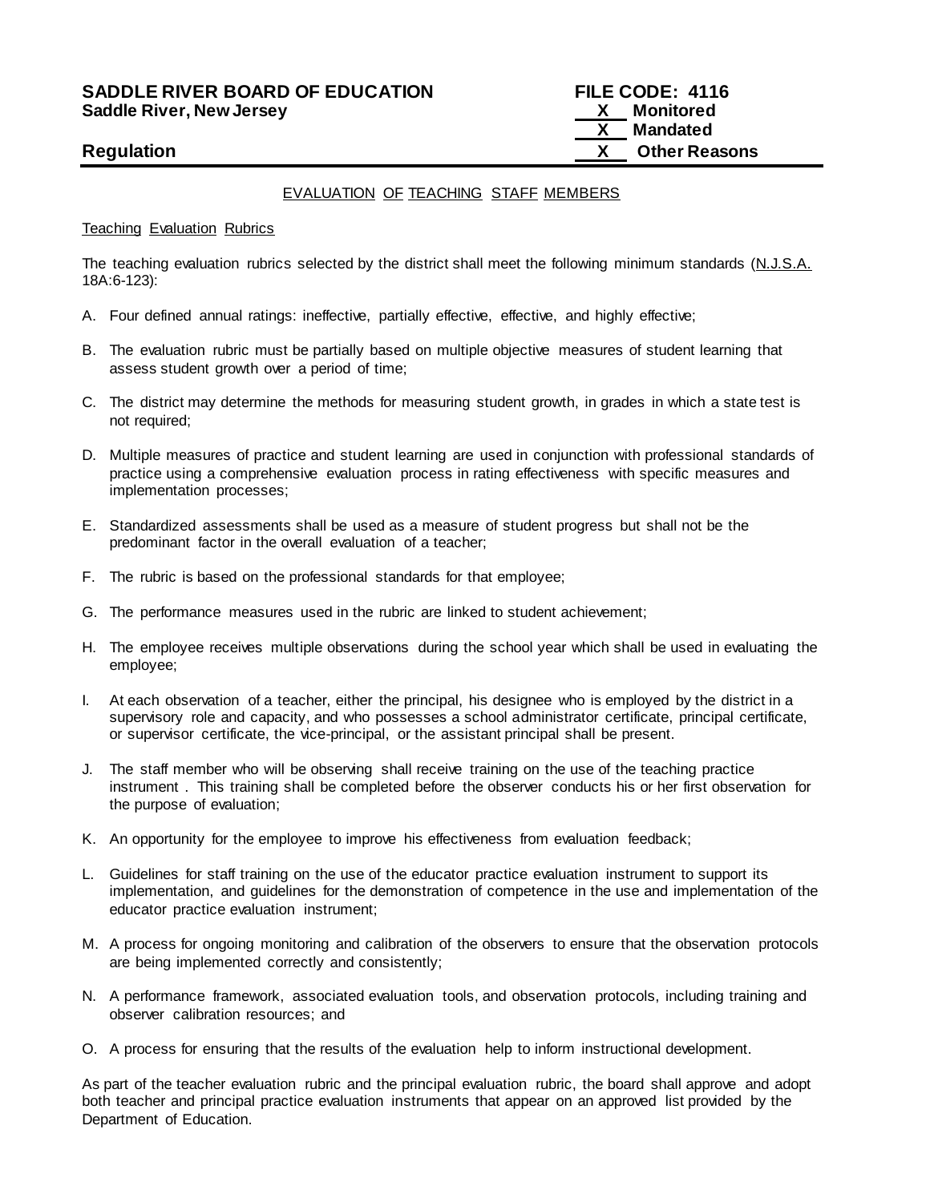**SADDLE RIVER BOARD OF EDUCATION** **FILE CODE: 4116**
**Saddle River, New Jersey**

X Monitored
X Mandated
X Other Reasons

**Regulation**

---

EVALUATION OF TEACHING STAFF MEMBERS

Teaching Evaluation Rubrics

The teaching evaluation rubrics selected by the district shall meet the following minimum standards (N.J.S.A. 18A:6-123):

A. Four defined annual ratings: ineffective, partially effective, effective, and highly effective;

B. The evaluation rubric must be partially based on multiple objective measures of student learning that assess student growth over a period of time;

C. The district may determine the methods for measuring student growth, in grades in which a state test is not required;

D. Multiple measures of practice and student learning are used in conjunction with professional standards of practice using a comprehensive evaluation process in rating effectiveness with specific measures and implementation processes;

E. Standardized assessments shall be used as a measure of student progress but shall not be the predominant factor in the overall evaluation of a teacher;

F. The rubric is based on the professional standards for that employee;

G. The performance measures used in the rubric are linked to student achievement;

H. The employee receives multiple observations during the school year which shall be used in evaluating the employee;

I. At each observation of a teacher, either the principal, his designee who is employed by the district in a supervisory role and capacity, and who possesses a school administrator certificate, principal certificate, or supervisor certificate, the vice-principal, or the assistant principal shall be present.

J. The staff member who will be observing shall receive training on the use of the teaching practice instrument . This training shall be completed before the observer conducts his or her first observation for the purpose of evaluation;

K. An opportunity for the employee to improve his effectiveness from evaluation feedback;

L. Guidelines for staff training on the use of the educator practice evaluation instrument to support its implementation, and guidelines for the demonstration of competence in the use and implementation of the educator practice evaluation instrument;

M. A process for ongoing monitoring and calibration of the observers to ensure that the observation protocols are being implemented correctly and consistently;

N. A performance framework, associated evaluation tools, and observation protocols, including training and observer calibration resources; and

O. A process for ensuring that the results of the evaluation help to inform instructional development.

As part of the teacher evaluation rubric and the principal evaluation rubric, the board shall approve and adopt both teacher and principal practice evaluation instruments that appear on an approved list provided by the Department of Education.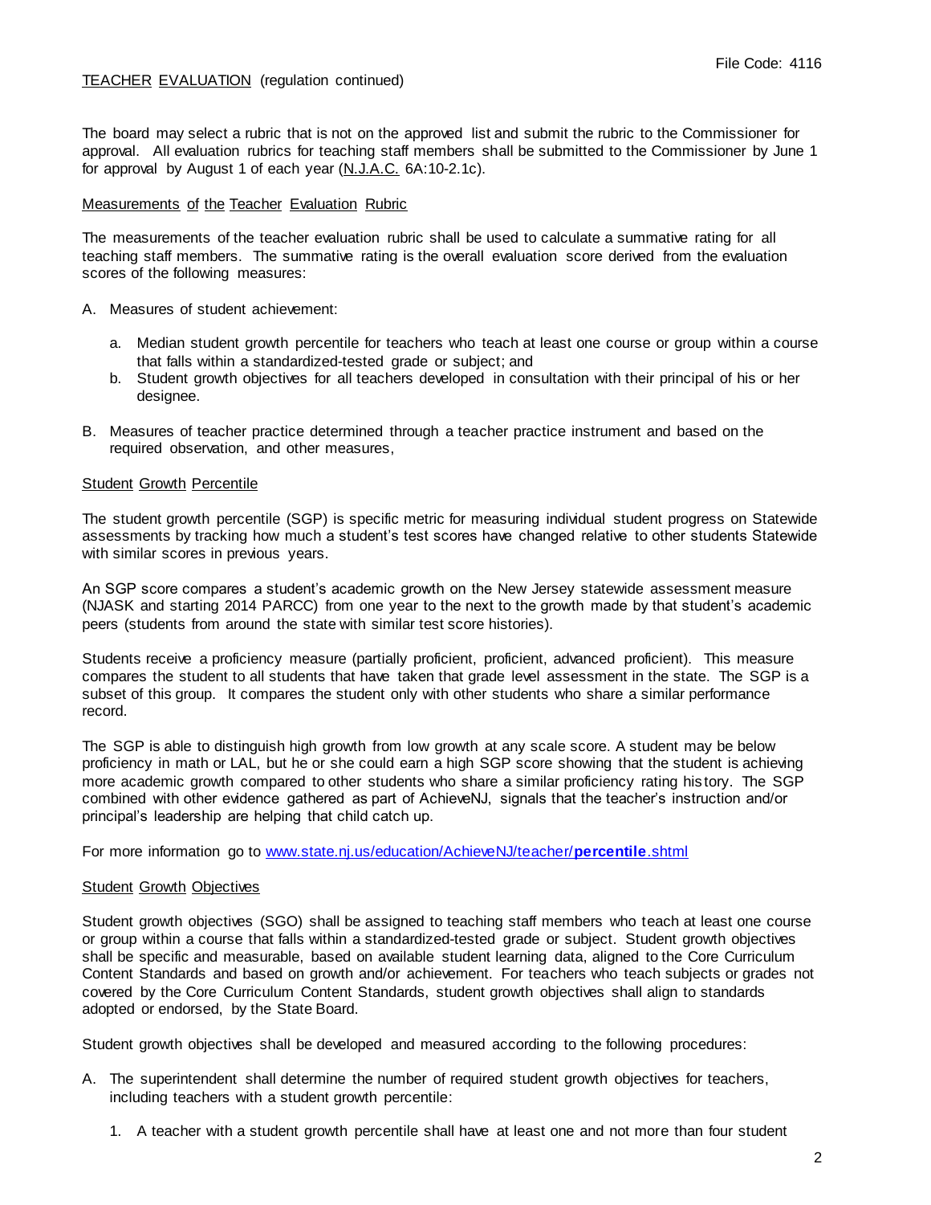The board may select a rubric that is not on the approved list and submit the rubric to the Commissioner for approval. All evaluation rubrics for teaching staff members shall be submitted to the Commissioner by June 1 for approval by August 1 of each year (N.J.A.C. 6A:10-2.1c).

Measurements of the Teacher Evaluation Rubric

The measurements of the teacher evaluation rubric shall be used to calculate a summative rating for all teaching staff members. The summative rating is the overall evaluation score derived from the evaluation scores of the following measures:

A. Measures of student achievement:

   a. Median student growth percentile for teachers who teach at least one course or group within a course that falls within a standardized-tested grade or subject; and
   b. Student growth objectives for all teachers developed in consultation with their principal of his or her designee.

B. Measures of teacher practice determined through a teacher practice instrument and based on the required observation, and other measures,

Student Growth Percentile

The student growth percentile (SGP) is specific metric for measuring individual student progress on Statewide assessments by tracking how much a student's test scores have changed relative to other students Statewide with similar scores in previous years.

An SGP score compares a student's academic growth on the New Jersey statewide assessment measure (NJASK and starting 2014 PARCC) from one year to the next to the growth made by that student's academic peers (students from around the state with similar test score histories).

Students receive a proficiency measure (partially proficient, proficient, advanced proficient). This measure compares the student to all students that have taken that grade level assessment in the state. The SGP is a subset of this group. It compares the student only with other students who share a similar performance record.

The SGP is able to distinguish high growth from low growth at any scale score. A student may be below proficiency in math or LAL, but he or she could earn a high SGP score showing that the student is achieving more academic growth compared to other students who share a similar proficiency rating history. The SGP combined with other evidence gathered as part of AchieveNJ, signals that the teacher's instruction and/or principal's leadership are helping that child catch up.

For more information go to [www.state.nj.us/education/AchieveNJ/teacher/**percentile**.shtml](www.state.nj.us/education/AchieveNJ/teacher/percentile.shtml)

Student Growth Objectives

Student growth objectives (SGO) shall be assigned to teaching staff members who teach at least one course or group within a course that falls within a standardized-tested grade or subject. Student growth objectives shall be specific and measurable, based on available student learning data, aligned to the Core Curriculum Content Standards and based on growth and/or achievement. For teachers who teach subjects or grades not covered by the Core Curriculum Content Standards, student growth objectives shall align to standards adopted or endorsed, by the State Board.

Student growth objectives shall be developed and measured according to the following procedures:

A. The superintendent shall determine the number of required student growth objectives for teachers, including teachers with a student growth percentile:

   1. A teacher with a student growth percentile shall have at least one and not more than four student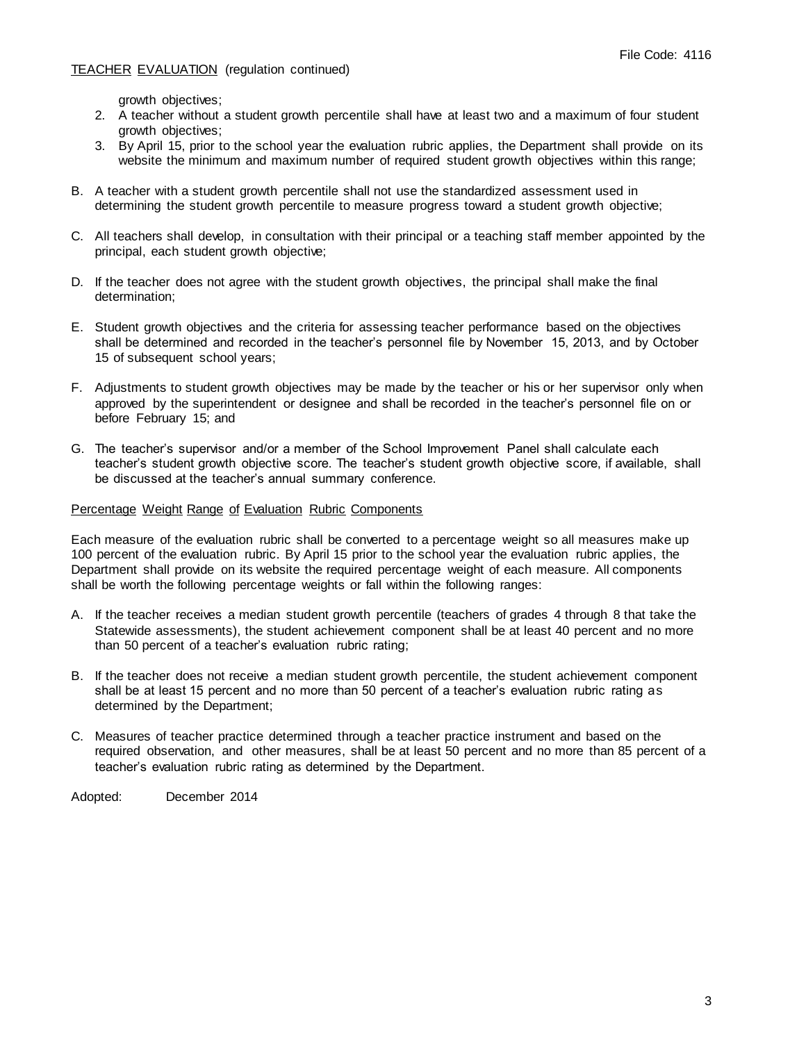growth objectives;

2. A teacher without a student growth percentile shall have at least two and a maximum of four student growth objectives;
3. By April 15, prior to the school year the evaluation rubric applies, the Department shall provide on its website the minimum and maximum number of required student growth objectives within this range;

B. A teacher with a student growth percentile shall not use the standardized assessment used in determining the student growth percentile to measure progress toward a student growth objective;

C. All teachers shall develop, in consultation with their principal or a teaching staff member appointed by the principal, each student growth objective;

D. If the teacher does not agree with the student growth objectives, the principal shall make the final determination;

E. Student growth objectives and the criteria for assessing teacher performance based on the objectives shall be determined and recorded in the teacher's personnel file by November 15, 2013, and by October 15 of subsequent school years;

F. Adjustments to student growth objectives may be made by the teacher or his or her supervisor only when approved by the superintendent or designee and shall be recorded in the teacher's personnel file on or before February 15; and

G. The teacher's supervisor and/or a member of the School Improvement Panel shall calculate each teacher's student growth objective score. The teacher's student growth objective score, if available, shall be discussed at the teacher's annual summary conference.

## Percentage Weight Range of Evaluation Rubric Components

Each measure of the evaluation rubric shall be converted to a percentage weight so all measures make up 100 percent of the evaluation rubric. By April 15 prior to the school year the evaluation rubric applies, the Department shall provide on its website the required percentage weight of each measure. All components shall be worth the following percentage weights or fall within the following ranges:

A. If the teacher receives a median student growth percentile (teachers of grades 4 through 8 that take the Statewide assessments), the student achievement component shall be at least 40 percent and no more than 50 percent of a teacher's evaluation rubric rating;

B. If the teacher does not receive a median student growth percentile, the student achievement component shall be at least 15 percent and no more than 50 percent of a teacher's evaluation rubric rating as determined by the Department;

C. Measures of teacher practice determined through a teacher practice instrument and based on the required observation, and other measures, shall be at least 50 percent and no more than 85 percent of a teacher's evaluation rubric rating as determined by the Department.

Adopted: December 2014